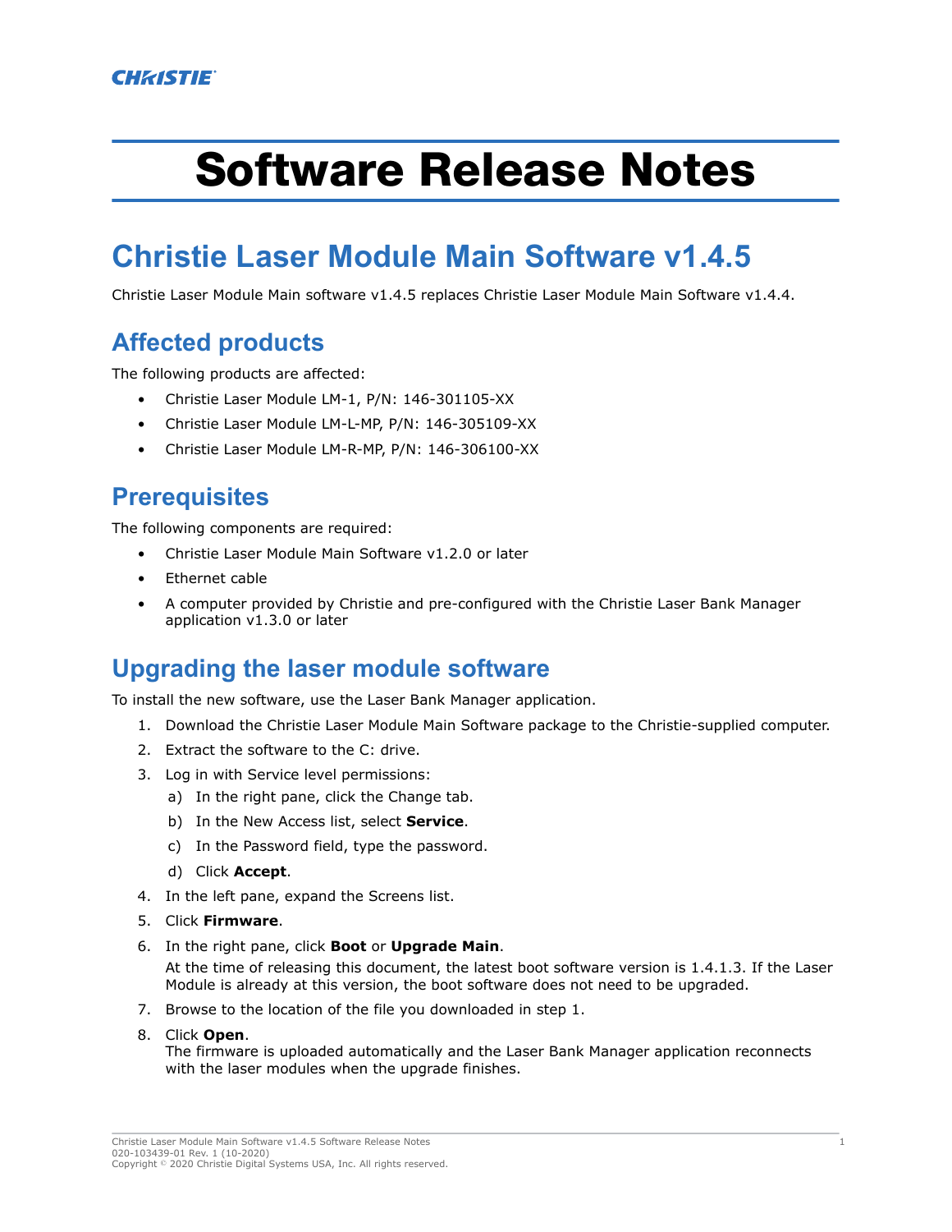CHRISTIE

# Software Release Notes

## Christie Laser Module Main Software v1.4.5

Christie Laser Module Main software v1.4.5 replaces Christie Laser Module Main Software v1.4.4.

### Affected products

The following products are affected:

- Christie Laser Module LM-1, P/N: 146-301105-XX
- Christie Laser Module LM-L-MP, P/N: 146-305109-XX
- Christie Laser Module LM-R-MP, P/N: 146-306100-XX

### Prerequisites

The following components are required:

- Christie Laser Module Main Software v1.2.0 or later
- Ethernet cable
- A computer provided by Christie and pre-configured with the Christie Laser Bank Manager application v1.3.0 or later

### Upgrading the laser module software

To install the new software, use the Laser Bank Manager application.

1. Download the Christie Laser Module Main Software package to the Christie-supplied computer.
2. Extract the software to the C: drive.
3. Log in with Service level permissions:
   a) In the right pane, click the Change tab.
   b) In the New Access list, select **Service**.
   c) In the Password field, type the password.
   d) Click **Accept**.
4. In the left pane, expand the Screens list.
5. Click **Firmware**.
6. In the right pane, click **Boot** or **Upgrade Main**.
   At the time of releasing this document, the latest boot software version is 1.4.1.3. If the Laser Module is already at this version, the boot software does not need to be upgraded.
7. Browse to the location of the file you downloaded in step 1.
8. Click **Open**.
   The firmware is uploaded automatically and the Laser Bank Manager application reconnects with the laser modules when the upgrade finishes.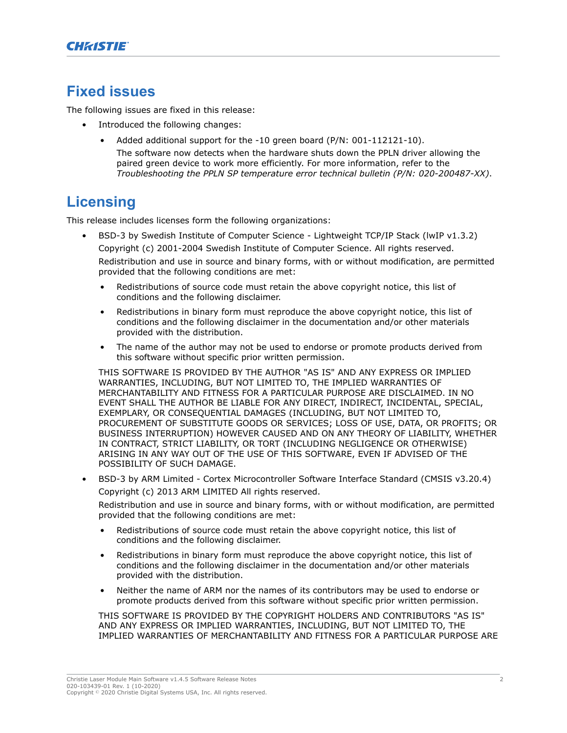## Fixed issues

The following issues are fixed in this release:

- Introduced the following changes:
    - Added additional support for the -10 green board (P/N: 001-112121-10).

      The software now detects when the hardware shuts down the PPLN driver allowing the paired green device to work more efficiently. For more information, refer to the *Troubleshooting the PPLN SP temperature error technical bulletin (P/N: 020-200487-XX)*.

## Licensing

This release includes licenses form the following organizations:

- BSD-3 by Swedish Institute of Computer Science - Lightweight TCP/IP Stack (lwIP v1.3.2)

  Copyright (c) 2001-2004 Swedish Institute of Computer Science. All rights reserved.

  Redistribution and use in source and binary forms, with or without modification, are permitted provided that the following conditions are met:

    - Redistributions of source code must retain the above copyright notice, this list of conditions and the following disclaimer.
    - Redistributions in binary form must reproduce the above copyright notice, this list of conditions and the following disclaimer in the documentation and/or other materials provided with the distribution.
    - The name of the author may not be used to endorse or promote products derived from this software without specific prior written permission.

  THIS SOFTWARE IS PROVIDED BY THE AUTHOR "AS IS" AND ANY EXPRESS OR IMPLIED WARRANTIES, INCLUDING, BUT NOT LIMITED TO, THE IMPLIED WARRANTIES OF MERCHANTABILITY AND FITNESS FOR A PARTICULAR PURPOSE ARE DISCLAIMED. IN NO EVENT SHALL THE AUTHOR BE LIABLE FOR ANY DIRECT, INDIRECT, INCIDENTAL, SPECIAL, EXEMPLARY, OR CONSEQUENTIAL DAMAGES (INCLUDING, BUT NOT LIMITED TO, PROCUREMENT OF SUBSTITUTE GOODS OR SERVICES; LOSS OF USE, DATA, OR PROFITS; OR BUSINESS INTERRUPTION) HOWEVER CAUSED AND ON ANY THEORY OF LIABILITY, WHETHER IN CONTRACT, STRICT LIABILITY, OR TORT (INCLUDING NEGLIGENCE OR OTHERWISE) ARISING IN ANY WAY OUT OF THE USE OF THIS SOFTWARE, EVEN IF ADVISED OF THE POSSIBILITY OF SUCH DAMAGE.

- BSD-3 by ARM Limited - Cortex Microcontroller Software Interface Standard (CMSIS v3.20.4)

  Copyright (c) 2013 ARM LIMITED All rights reserved.

  Redistribution and use in source and binary forms, with or without modification, are permitted provided that the following conditions are met:

    - Redistributions of source code must retain the above copyright notice, this list of conditions and the following disclaimer.
    - Redistributions in binary form must reproduce the above copyright notice, this list of conditions and the following disclaimer in the documentation and/or other materials provided with the distribution.
    - Neither the name of ARM nor the names of its contributors may be used to endorse or promote products derived from this software without specific prior written permission.

  THIS SOFTWARE IS PROVIDED BY THE COPYRIGHT HOLDERS AND CONTRIBUTORS "AS IS" AND ANY EXPRESS OR IMPLIED WARRANTIES, INCLUDING, BUT NOT LIMITED TO, THE IMPLIED WARRANTIES OF MERCHANTABILITY AND FITNESS FOR A PARTICULAR PURPOSE ARE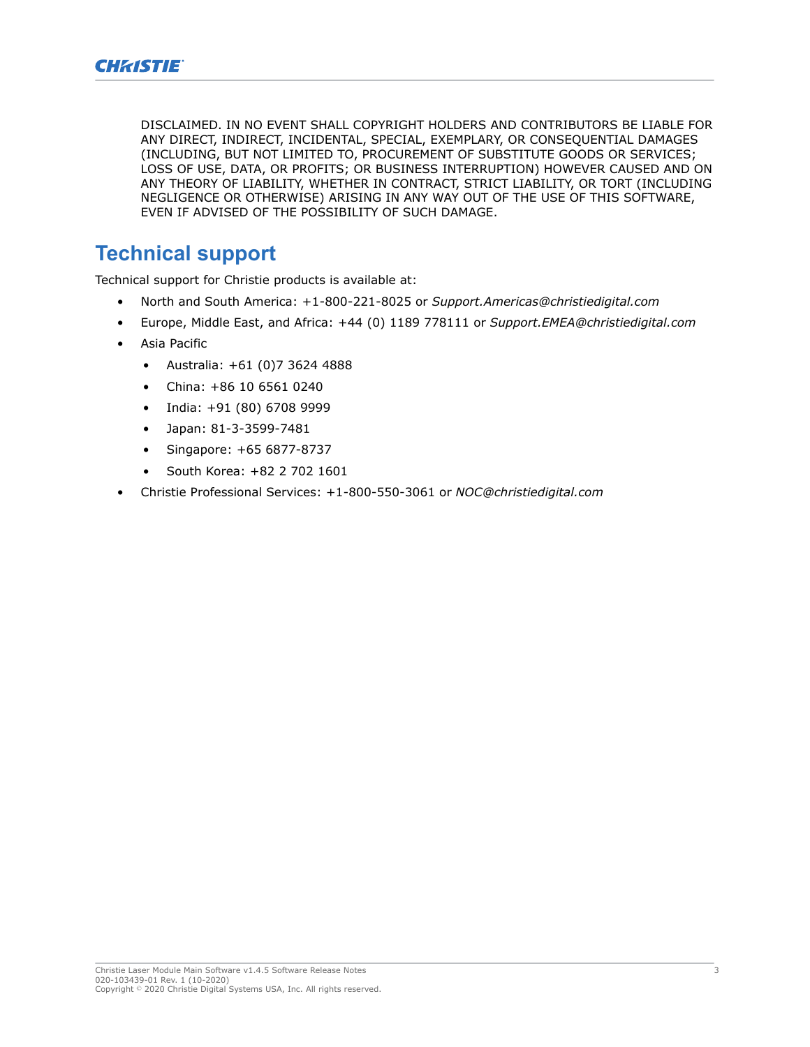DISCLAIMED. IN NO EVENT SHALL COPYRIGHT HOLDERS AND CONTRIBUTORS BE LIABLE FOR ANY DIRECT, INDIRECT, INCIDENTAL, SPECIAL, EXEMPLARY, OR CONSEQUENTIAL DAMAGES (INCLUDING, BUT NOT LIMITED TO, PROCUREMENT OF SUBSTITUTE GOODS OR SERVICES; LOSS OF USE, DATA, OR PROFITS; OR BUSINESS INTERRUPTION) HOWEVER CAUSED AND ON ANY THEORY OF LIABILITY, WHETHER IN CONTRACT, STRICT LIABILITY, OR TORT (INCLUDING NEGLIGENCE OR OTHERWISE) ARISING IN ANY WAY OUT OF THE USE OF THIS SOFTWARE, EVEN IF ADVISED OF THE POSSIBILITY OF SUCH DAMAGE.

## Technical support

Technical support for Christie products is available at:

- North and South America: +1-800-221-8025 or *Support.Americas@christiedigital.com*
- Europe, Middle East, and Africa: +44 (0) 1189 778111 or *Support.EMEA@christiedigital.com*
- Asia Pacific
  - Australia: +61 (0)7 3624 4888
  - China: +86 10 6561 0240
  - India: +91 (80) 6708 9999
  - Japan: 81-3-3599-7481
  - Singapore: +65 6877-8737
  - South Korea: +82 2 702 1601
- Christie Professional Services: +1-800-550-3061 or *NOC@christiedigital.com*